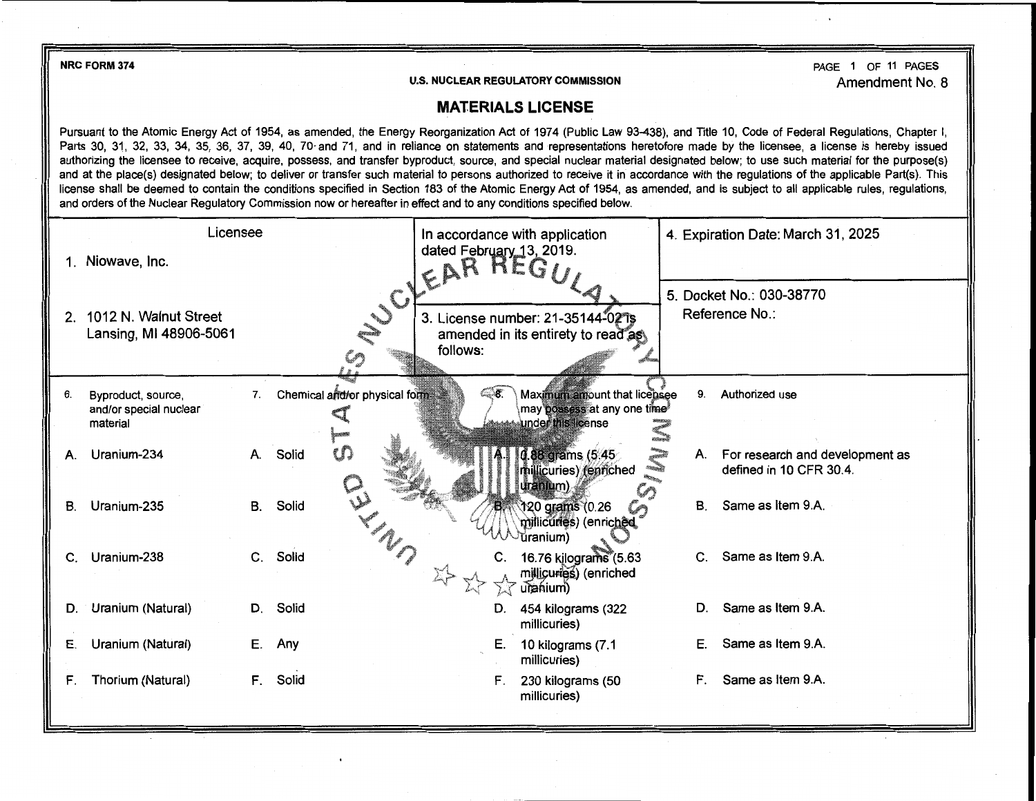NRC FORM 374

U.S. NUCLEAR REGULATORY COMMISSION

Amendment No. 8

# MATERIALS LICENSE

Pursuant to the Atomic Energy Act of 1954, as amended, the Energy Reorganization Act of 1974 (Public Law 93-438), and Title 10, Code of Federal Regulations, Chapter I, Parts 30, 31, 32, 33, 34, 35, 36, 37, 39, 40, 70 and 71, and in reliance on statements and representations heretofore made by the licensee, a license is hereby issued authorizing the licensee to receive, acquire, possess, and transfer byproduct, source, and special nuclear material designated below; to use such material for the purpose(s) and at the place(s) designated below; to deliver or transfer such material to persons authorized to receive it in accordance with the regulations of the applicable Part(s). This license shall be deemed to contain the conditions specified in Section 183 of the Atomic Energy Act of 1954, as amended, and is subject to all applicable rules, regulations, and orders of the Nuclear Regulatory Commission now or hereafter in effect and to any conditions specified below.

| Licensee | In accordance with application dated February 13, 2019. | 4. Expiration Date: March 31, 2025 |
|---|---|---|
| 1. Niowave, Inc. | | |
| 2. 1012 N. Walnut Street<br>Lansing, MI 48906-5061 | 3. License number: 21-35144-02 is amended in its entirety to read as follows: | 5. Docket No.: 030-38770<br>Reference No.: |

| 6. Byproduct, source, and/or special nuclear material | 7. Chemical and/or physical form | 8. Maximum amount that licensee may possess at any one time under this license | 9. Authorized use |
|---|---|---|---|
| A. Uranium-234 | A. Solid | A. 0.88 grams (5.45 millicuries) (enriched uranium) | A. For research and development as defined in 10 CFR 30.4. |
| B. Uranium-235 | B. Solid | B. 120 grams (0.26 millicuries) (enriched uranium) | B. Same as Item 9.A. |
| C. Uranium-238 | C. Solid | C. 16.76 kilograms (5.63 millicuries) (enriched uranium) | C. Same as Item 9.A. |
| D. Uranium (Natural) | D. Solid | D. 454 kilograms (322 millicuries) | D. Same as Item 9.A. |
| E. Uranium (Natural) | E. Any | E. 10 kilograms (7.1 millicuries) | E. Same as Item 9.A. |
| F. Thorium (Natural) | F. Solid | F. 230 kilograms (50 millicuries) | F. Same as Item 9.A. |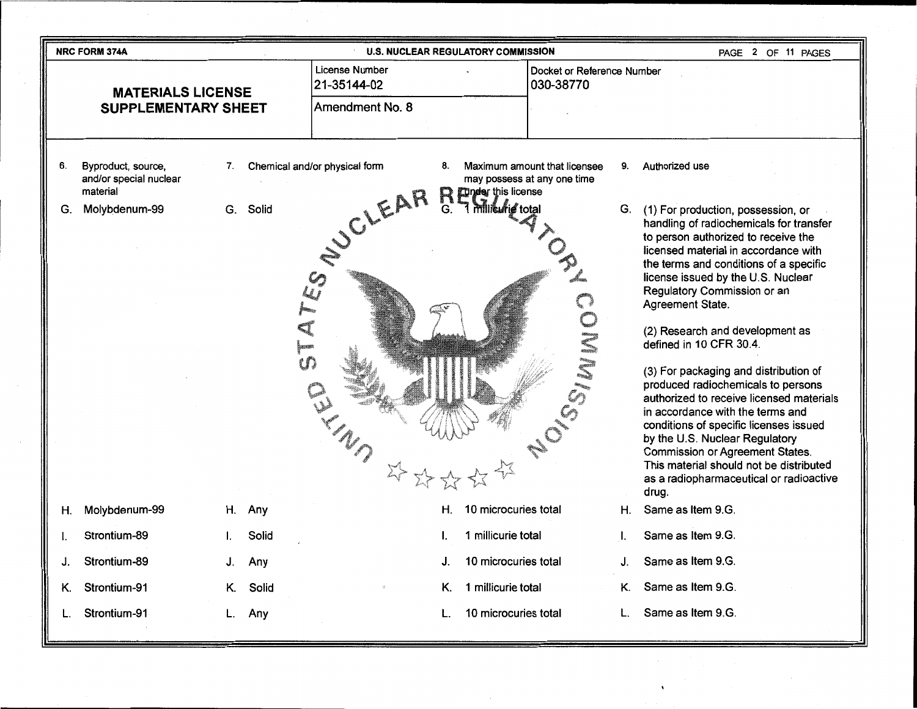NRC FORM 374A — U.S. NUCLEAR REGULATORY COMMISSION

| **MATERIALS LICENSE SUPPLEMENTARY SHEET** | License Number 21-35144-02 | Docket or Reference Number 030-38770 |
|---|---|---|
| | Amendment No. 8 | |

| 6. Byproduct, source, and/or special nuclear material | 7. Chemical and/or physical form | 8. Maximum amount that licensee may possess at any one time under this license | 9. Authorized use |
|---|---|---|---|
| G. Molybdenum-99 | G. Solid | G. 1 millicurie total | G. (1) For production, possession, or handling of radiochemicals for transfer to person authorized to receive the licensed material in accordance with the terms and conditions of a specific license issued by the U.S. Nuclear Regulatory Commission or an Agreement State.<br><br>(2) Research and development as defined in 10 CFR 30.4.<br><br>(3) For packaging and distribution of produced radiochemicals to persons authorized to receive licensed materials in accordance with the terms and conditions of specific licenses issued by the U.S. Nuclear Regulatory Commission or Agreement States. This material should not be distributed as a radiopharmaceutical or radioactive drug. |
| H. Molybdenum-99 | H. Any | H. 10 microcuries total | H. Same as Item 9.G. |
| I. Strontium-89 | I. Solid | I. 1 millicurie total | I. Same as Item 9.G. |
| J. Strontium-89 | J. Any | J. 10 microcuries total | J. Same as Item 9.G. |
| K. Strontium-91 | K. Solid | K. 1 millicurie total | K. Same as Item 9.G. |
| L. Strontium-91 | L. Any | L. 10 microcuries total | L. Same as Item 9.G. |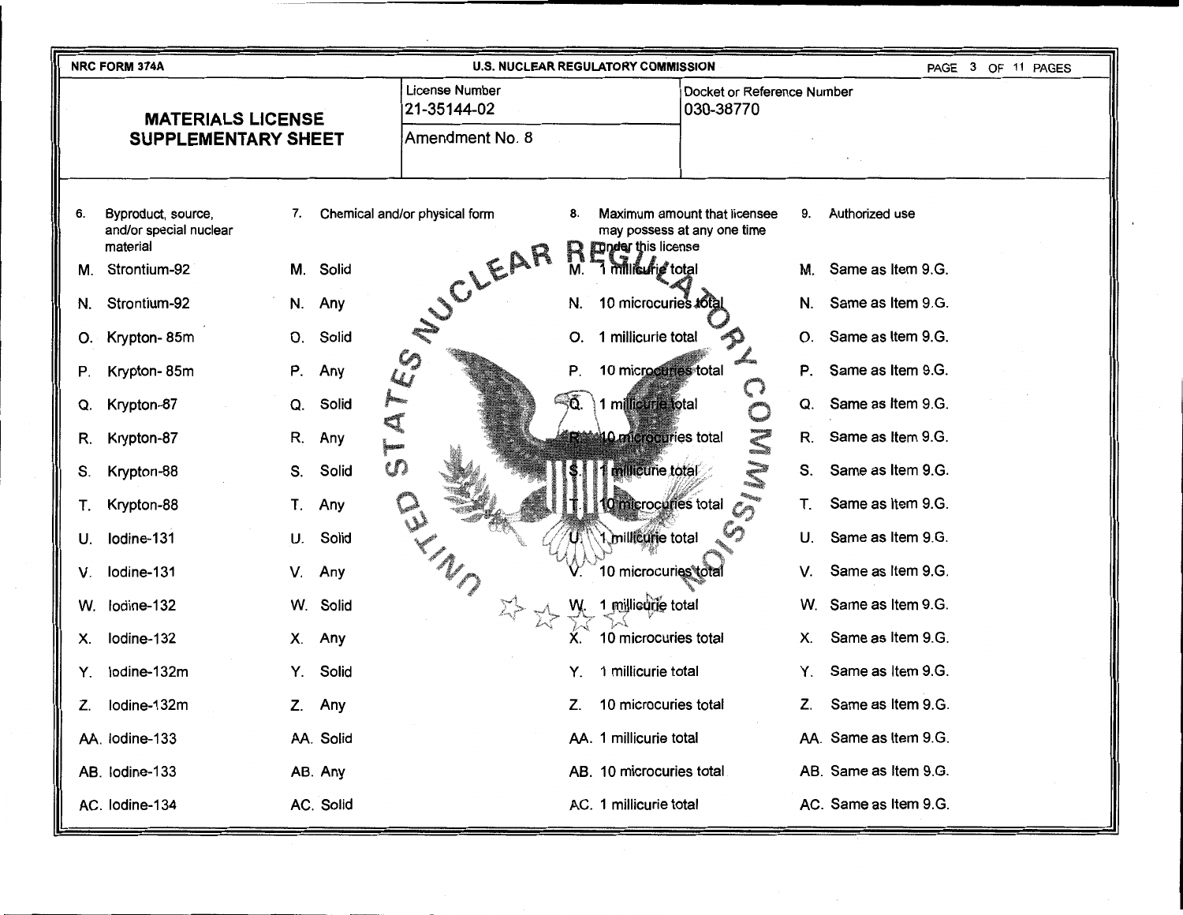NRC FORM 374A — U.S. NUCLEAR REGULATORY COMMISSION

## MATERIALS LICENSE SUPPLEMENTARY SHEET

| License Number | Docket or Reference Number |
|---|---|
| 21-35144-02 | 030-38770 |
| Amendment No. 8 | |

| 6. Byproduct, source, and/or special nuclear material | 7. Chemical and/or physical form | 8. Maximum amount that licensee may possess at any one time under this license | 9. Authorized use |
|---|---|---|---|
| M. Strontium-92 | M. Solid | M. 1 millicurie total | M. Same as Item 9.G. |
| N. Strontium-92 | N. Any | N. 10 microcuries total | N. Same as Item 9.G. |
| O. Krypton- 85m | O. Solid | O. 1 millicurie total | O. Same as Item 9.G. |
| P. Krypton- 85m | P. Any | P. 10 microcuries total | P. Same as Item 9.G. |
| Q. Krypton-87 | Q. Solid | Q. 1 millicurie total | Q. Same as Item 9.G. |
| R. Krypton-87 | R. Any | R. 10 microcuries total | R. Same as Item 9.G. |
| S. Krypton-88 | S. Solid | S. 1 millicurie total | S. Same as Item 9.G. |
| T. Krypton-88 | T. Any | T. 10 microcuries total | T. Same as Item 9.G. |
| U. Iodine-131 | U. Solid | U. 1 millicurie total | U. Same as Item 9.G. |
| V. Iodine-131 | V. Any | V. 10 microcuries total | V. Same as Item 9.G. |
| W. Iodine-132 | W. Solid | W. 1 millicurie total | W. Same as Item 9.G. |
| X. Iodine-132 | X. Any | X. 10 microcuries total | X. Same as Item 9.G. |
| Y. Iodine-132m | Y. Solid | Y. 1 millicurie total | Y. Same as Item 9.G. |
| Z. Iodine-132m | Z. Any | Z. 10 microcuries total | Z. Same as Item 9.G. |
| AA. Iodine-133 | AA. Solid | AA. 1 millicurie total | AA. Same as Item 9.G. |
| AB. Iodine-133 | AB. Any | AB. 10 microcuries total | AB. Same as Item 9.G. |
| AC. Iodine-134 | AC. Solid | AC. 1 millicurie total | AC. Same as Item 9.G. |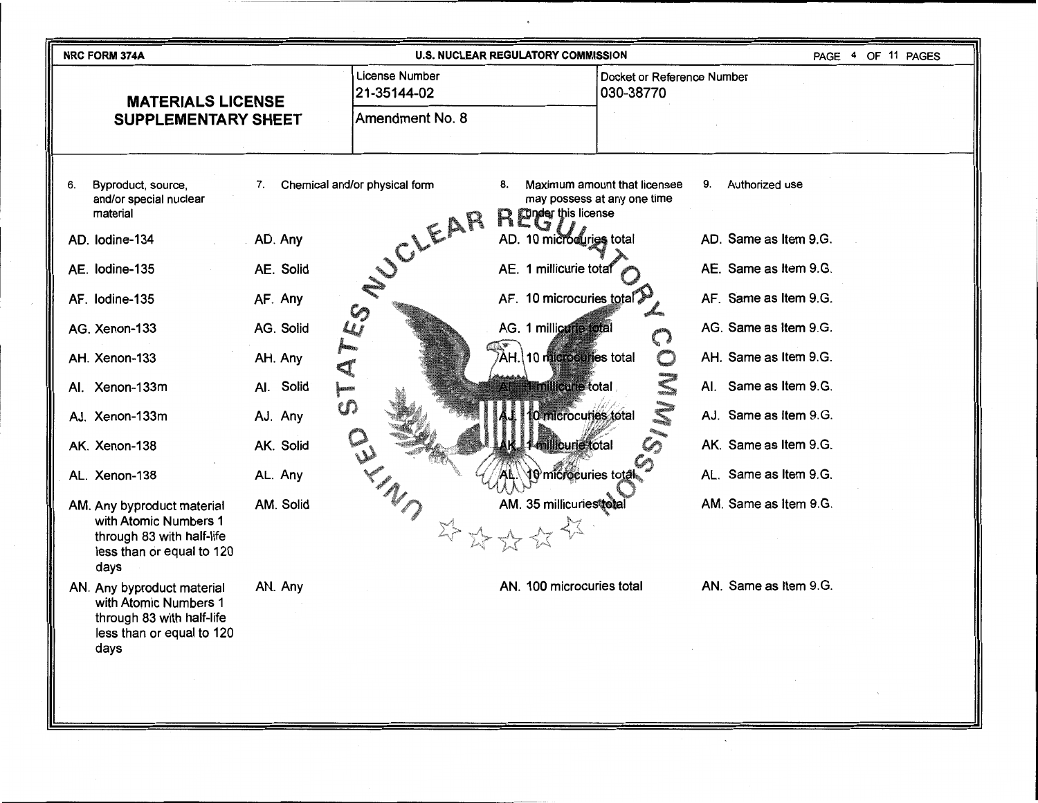NRC FORM 374A — U.S. NUCLEAR REGULATORY COMMISSION

## MATERIALS LICENSE SUPPLEMENTARY SHEET

| License Number | Docket or Reference Number |
|---|---|
| 21-35144-02 | 030-38770 |
| Amendment No. 8 | |

| 6. Byproduct, source, and/or special nuclear material | 7. Chemical and/or physical form | 8. Maximum amount that licensee may possess at any one time under this license | 9. Authorized use |
|---|---|---|---|
| AD. Iodine-134 | AD. Any | AD. 10 microcuries total | AD. Same as Item 9.G. |
| AE. Iodine-135 | AE. Solid | AE. 1 millicurie total | AE. Same as Item 9.G. |
| AF. Iodine-135 | AF. Any | AF. 10 microcuries total | AF. Same as Item 9.G. |
| AG. Xenon-133 | AG. Solid | AG. 1 millicurie total | AG. Same as Item 9.G. |
| AH. Xenon-133 | AH. Any | AH. 10 microcuries total | AH. Same as Item 9.G. |
| AI. Xenon-133m | AI. Solid | AI. 1 millicurie total | AI. Same as Item 9.G. |
| AJ. Xenon-133m | AJ. Any | AJ. 10 microcuries total | AJ. Same as Item 9.G. |
| AK. Xenon-138 | AK. Solid | AK. 1 millicurie total | AK. Same as Item 9.G. |
| AL. Xenon-138 | AL. Any | AL. 10 microcuries total | AL. Same as Item 9.G. |
| AM. Any byproduct material with Atomic Numbers 1 through 83 with half-life less than or equal to 120 days | AM. Solid | AM. 35 millicuries total | AM. Same as Item 9.G. |
| AN. Any byproduct material with Atomic Numbers 1 through 83 with half-life less than or equal to 120 days | AN. Any | AN. 100 microcuries total | AN. Same as Item 9.G. |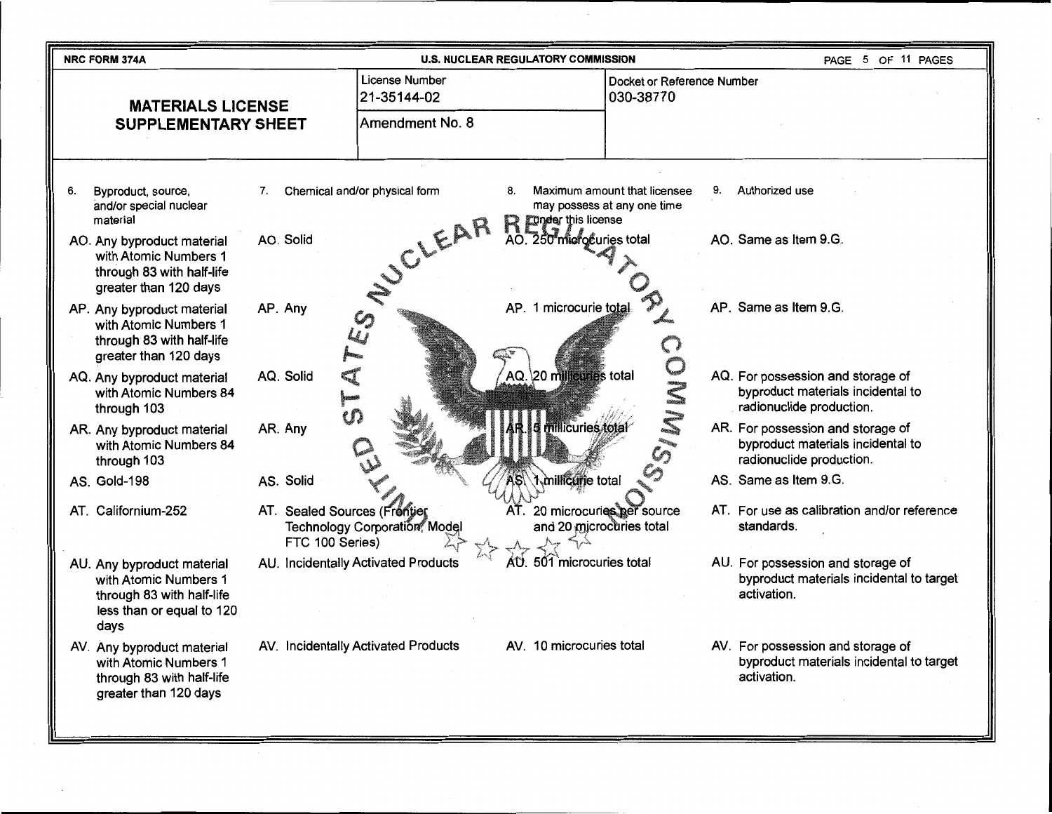NRC FORM 374A — U.S. NUCLEAR REGULATORY COMMISSION

| MATERIALS LICENSE SUPPLEMENTARY SHEET | License Number 21-35144-02 | Docket or Reference Number 030-38770 |
|---|---|---|
| | Amendment No. 8 | |

| 6. Byproduct, source, and/or special nuclear material | 7. Chemical and/or physical form | 8. Maximum amount that licensee may possess at any one time under this license | 9. Authorized use |
|---|---|---|---|
| AO. Any byproduct material with Atomic Numbers 1 through 83 with half-life greater than 120 days | AO. Solid | AO. 250 microcuries total | AO. Same as Item 9.G. |
| AP. Any byproduct material with Atomic Numbers 1 through 83 with half-life greater than 120 days | AP. Any | AP. 1 microcurie total | AP. Same as Item 9.G. |
| AQ. Any byproduct material with Atomic Numbers 84 through 103 | AQ. Solid | AQ. 20 millicuries total | AQ. For possession and storage of byproduct materials incidental to radionuclide production. |
| AR. Any byproduct material with Atomic Numbers 84 through 103 | AR. Any | AR. 5 millicuries total | AR. For possession and storage of byproduct materials incidental to radionuclide production. |
| AS. Gold-198 | AS. Solid | AS. 1 millicurie total | AS. Same as Item 9.G. |
| AT. Californium-252 | AT. Sealed Sources (Frontier Technology Corporation, Model FTC 100 Series) | AT. 20 microcuries per source and 20 microcuries total | AT. For use as calibration and/or reference standards. |
| AU. Any byproduct material with Atomic Numbers 1 through 83 with half-life less than or equal to 120 days | AU. Incidentally Activated Products | AU. 501 microcuries total | AU. For possession and storage of byproduct materials incidental to target activation. |
| AV. Any byproduct material with Atomic Numbers 1 through 83 with half-life greater than 120 days | AV. Incidentally Activated Products | AV. 10 microcuries total | AV. For possession and storage of byproduct materials incidental to target activation. |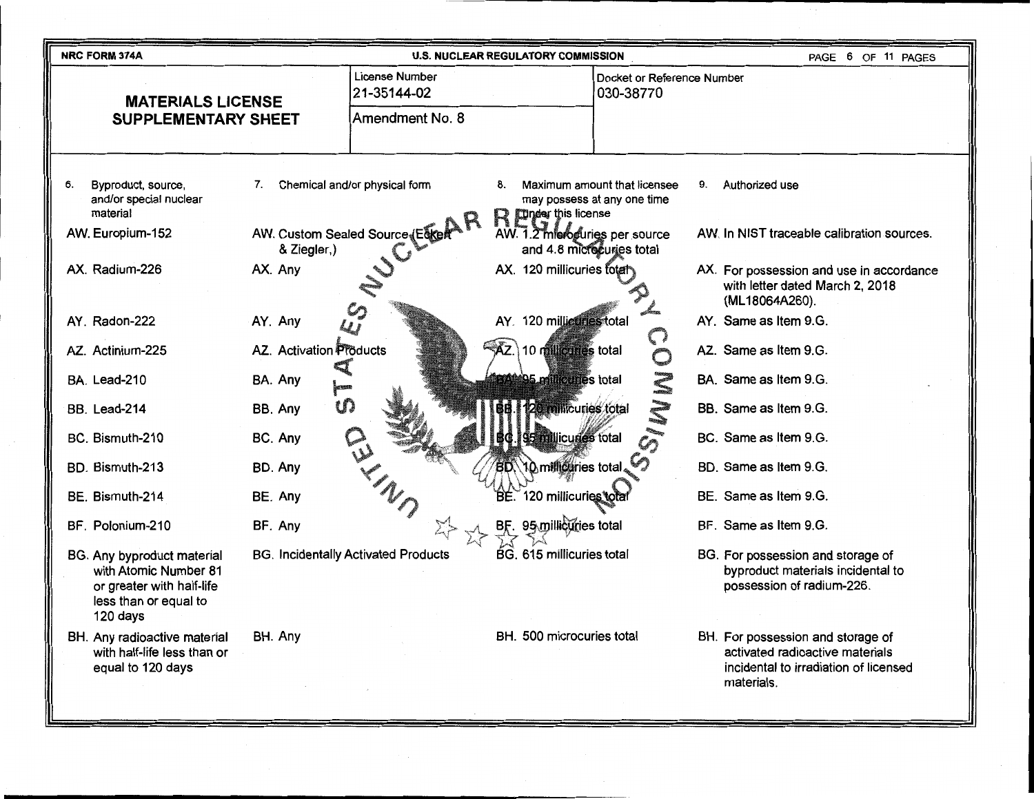**NRC FORM 374A** | **U.S. NUCLEAR REGULATORY COMMISSION**

## MATERIALS LICENSE SUPPLEMENTARY SHEET

| License Number | Docket or Reference Number |
|---|---|
| 21-35144-02 | 030-38770 |
| Amendment No. 8 | |

| 6. Byproduct, source, and/or special nuclear material | 7. Chemical and/or physical form | 8. Maximum amount that licensee may possess at any one time under this license | 9. Authorized use |
|---|---|---|---|
| AW. Europium-152 | AW. Custom Sealed Source (Eckert & Ziegler,) | AW. 1.2 microcuries per source and 4.8 microcuries total | AW. In NIST traceable calibration sources. |
| AX. Radium-226 | AX. Any | AX. 120 millicuries total | AX. For possession and use in accordance with letter dated March 2, 2018 (ML18064A260). |
| AY. Radon-222 | AY. Any | AY. 120 millicuries total | AY. Same as Item 9.G. |
| AZ. Actinium-225 | AZ. Activation Products | AZ. 10 millicuries total | AZ. Same as Item 9.G. |
| BA. Lead-210 | BA. Any | BA. 95 millicuries total | BA. Same as Item 9.G. |
| BB. Lead-214 | BB. Any | BB. 120 millicuries total | BB. Same as Item 9.G. |
| BC. Bismuth-210 | BC. Any | BC. 95 millicuries total | BC. Same as Item 9.G. |
| BD. Bismuth-213 | BD. Any | BD. 10 millicuries total | BD. Same as Item 9.G. |
| BE. Bismuth-214 | BE. Any | BE. 120 millicuries total | BE. Same as Item 9.G. |
| BF. Polonium-210 | BF. Any | BF. 95 millicuries total | BF. Same as Item 9.G. |
| BG. Any byproduct material with Atomic Number 81 or greater with half-life less than or equal to 120 days | BG. Incidentally Activated Products | BG. 615 millicuries total | BG. For possession and storage of byproduct materials incidental to possession of radium-226. |
| BH. Any radioactive material with half-life less than or equal to 120 days | BH. Any | BH. 500 microcuries total | BH. For possession and storage of activated radioactive materials incidental to irradiation of licensed materials. |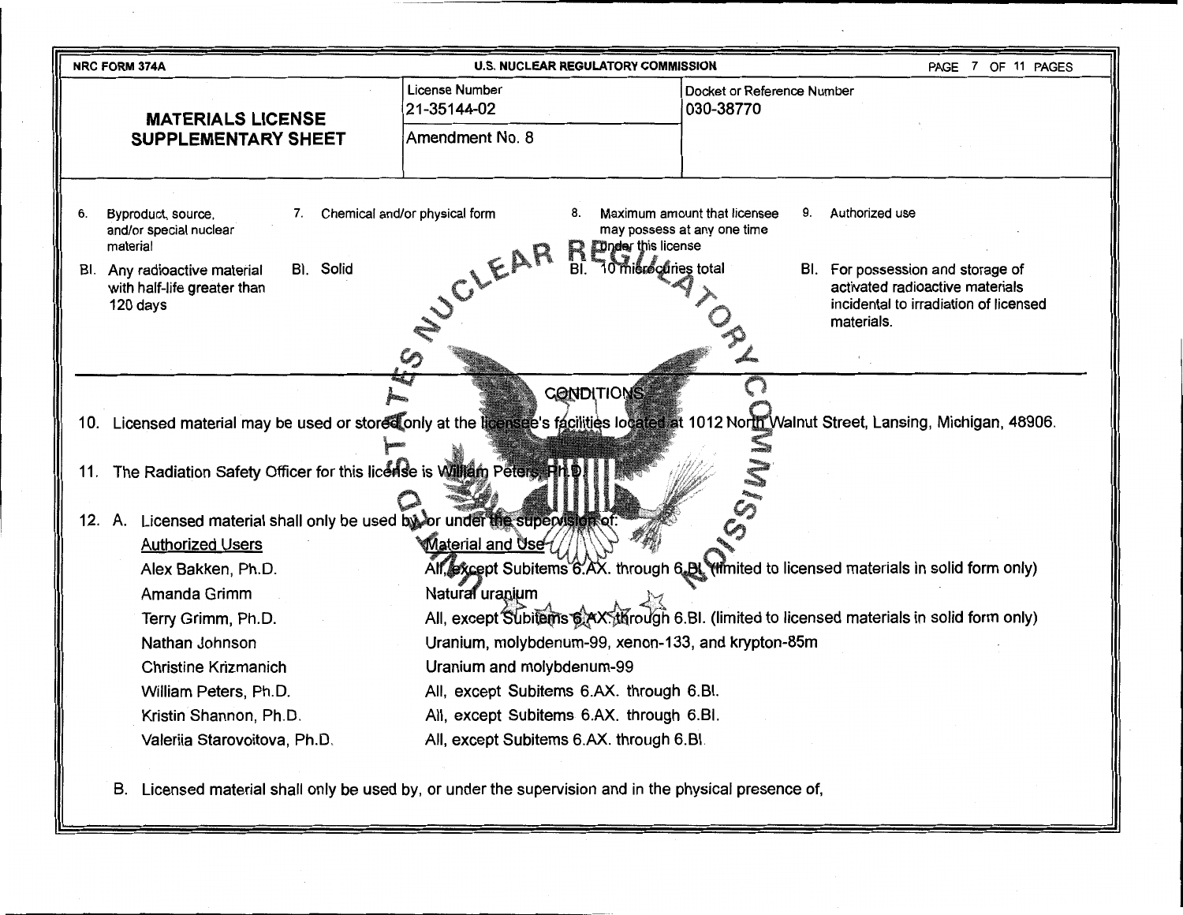NRC FORM 374A | U.S. NUCLEAR REGULATORY COMMISSION

| **MATERIALS LICENSE SUPPLEMENTARY SHEET** | License Number 21-35144-02 | Docket or Reference Number 030-38770 |
|---|---|---|
| | Amendment No. 8 | |

| 6. Byproduct, source, and/or special nuclear material | 7. Chemical and/or physical form | 8. Maximum amount that licensee may possess at any one time under this license | 9. Authorized use |
|---|---|---|---|
| BI. Any radioactive material with half-life greater than 120 days | BI. Solid | BI. 10 microcuries total | BI. For possession and storage of activated radioactive materials incidental to irradiation of licensed materials. |

## CONDITIONS

10. Licensed material may be used or stored only at the licensee's facilities located at 1012 North Walnut Street, Lansing, Michigan, 48906.

11. The Radiation Safety Officer for this license is William Peters, Ph.D.

12. A. Licensed material shall only be used by, or under the supervision of:

| Authorized Users | Material and Use |
|---|---|
| Alex Bakken, Ph.D. | All, except Subitems 6.AX. through 6.BI. (limited to licensed materials in solid form only) |
| Amanda Grimm | Natural uranium |
| Terry Grimm, Ph.D. | All, except Subitems 6.AX. through 6.BI. (limited to licensed materials in solid form only) |
| Nathan Johnson | Uranium, molybdenum-99, xenon-133, and krypton-85m |
| Christine Krizmanich | Uranium and molybdenum-99 |
| William Peters, Ph.D. | All, except Subitems 6.AX. through 6.BI. |
| Kristin Shannon, Ph.D. | All, except Subitems 6.AX. through 6.BI. |
| Valeriia Starovoitova, Ph.D. | All, except Subitems 6.AX. through 6.BI. |

B. Licensed material shall only be used by, or under the supervision and in the physical presence of,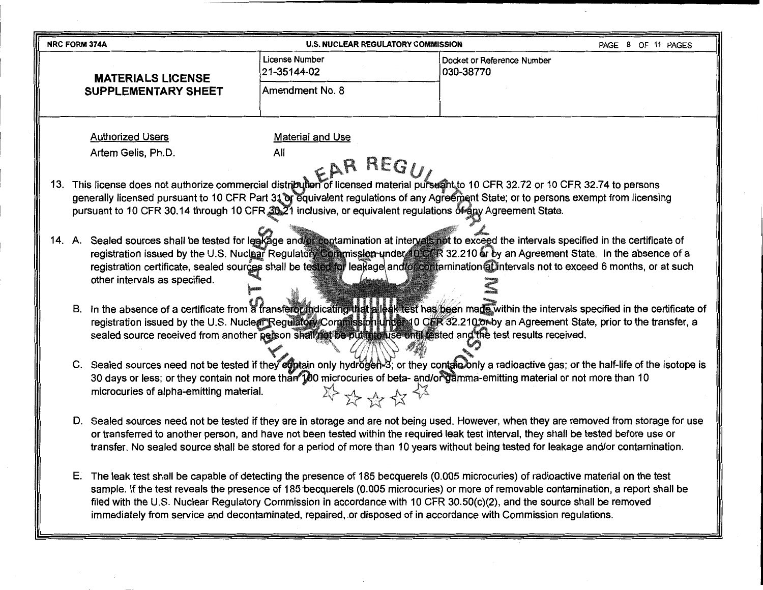| NRC FORM 374A | U.S. NUCLEAR REGULATORY COMMISSION | |
|---|---|---|
| **MATERIALS LICENSE SUPPLEMENTARY SHEET** | License Number 21-35144-02 | Docket or Reference Number 030-38770 |
| | Amendment No. 8 | |

| Authorized Users | Material and Use |
|---|---|
| Artem Gelis, Ph.D. | All |

13. This license does not authorize commercial distribution of licensed material pursuant to 10 CFR 32.72 or 10 CFR 32.74 to persons generally licensed pursuant to 10 CFR Part 31 or equivalent regulations of any Agreement State; or to persons exempt from licensing pursuant to 10 CFR 30.14 through 10 CFR 30.21 inclusive, or equivalent regulations of any Agreement State.

14. A. Sealed sources shall be tested for leakage and/or contamination at intervals not to exceed the intervals specified in the certificate of registration issued by the U.S. Nuclear Regulatory Commission under 10 CFR 32.210 or by an Agreement State. In the absence of a registration certificate, sealed sources shall be tested for leakage and/or contamination at intervals not to exceed 6 months, or at such other intervals as specified.

    B. In the absence of a certificate from a transferor indicating that a leak test has been made within the intervals specified in the certificate of registration issued by the U.S. Nuclear Regulatory Commission under 10 CFR 32.210 or by an Agreement State, prior to the transfer, a sealed source received from another person shall not be put into use until tested and the test results received.

    C. Sealed sources need not be tested if they contain only hydrogen-3; or they contain only a radioactive gas; or the half-life of the isotope is 30 days or less; or they contain not more than 100 microcuries of beta- and/or gamma-emitting material or not more than 10 microcuries of alpha-emitting material.

    D. Sealed sources need not be tested if they are in storage and are not being used. However, when they are removed from storage for use or transferred to another person, and have not been tested within the required leak test interval, they shall be tested before use or transfer. No sealed source shall be stored for a period of more than 10 years without being tested for leakage and/or contamination.

    E. The leak test shall be capable of detecting the presence of 185 becquerels (0.005 microcuries) of radioactive material on the test sample. If the test reveals the presence of 185 becquerels (0.005 microcuries) or more of removable contamination, a report shall be filed with the U.S. Nuclear Regulatory Commission in accordance with 10 CFR 30.50(c)(2), and the source shall be removed immediately from service and decontaminated, repaired, or disposed of in accordance with Commission regulations.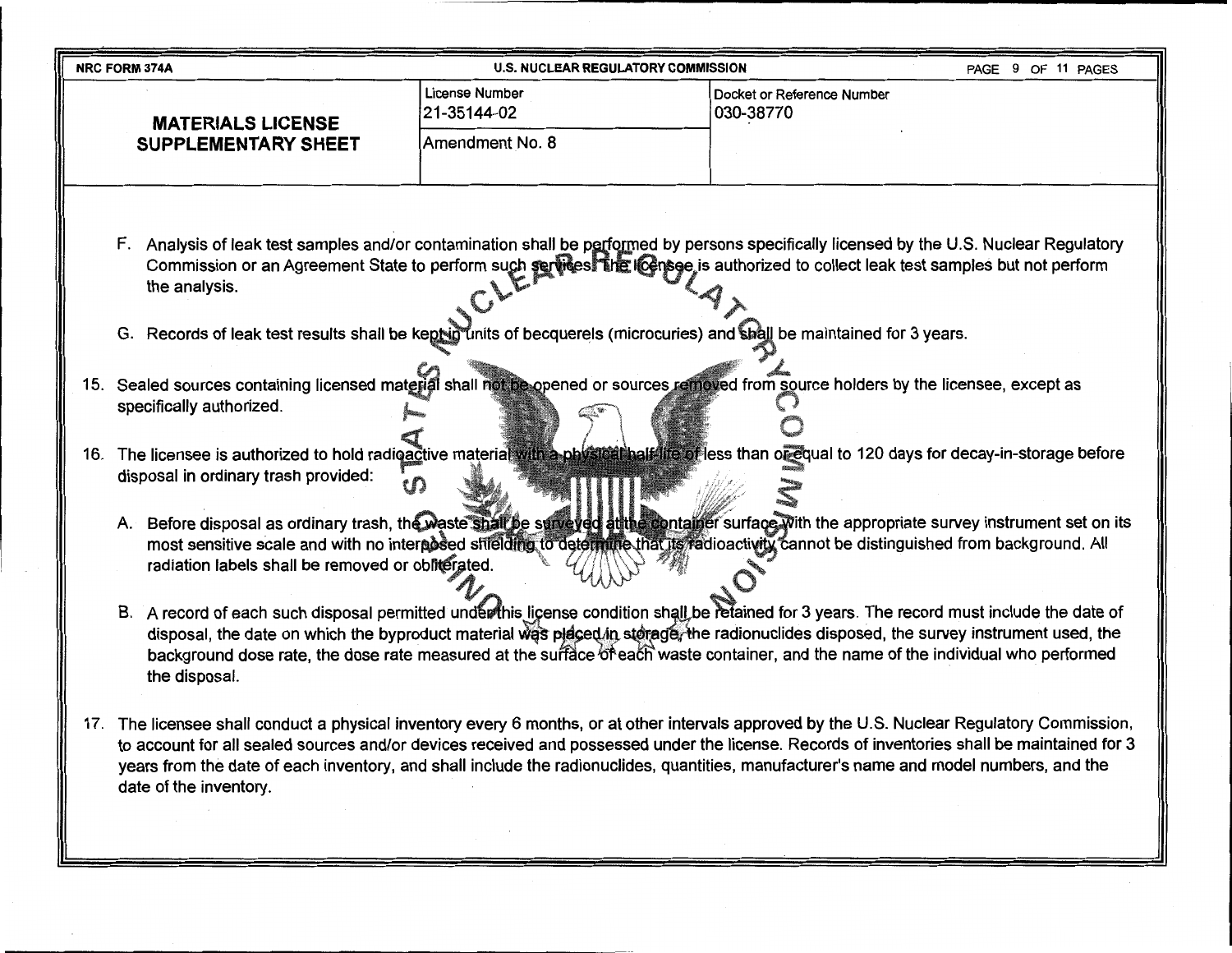| NRC FORM 374A | U.S. NUCLEAR REGULATORY COMMISSION | |
|---|---|---|
| **MATERIALS LICENSE SUPPLEMENTARY SHEET** | License Number 21-35144-02 | Docket or Reference Number 030-38770 |
| | Amendment No. 8 | |

F. Analysis of leak test samples and/or contamination shall be performed by persons specifically licensed by the U.S. Nuclear Regulatory Commission or an Agreement State to perform such services. The licensee is authorized to collect leak test samples but not perform the analysis.

G. Records of leak test results shall be kept in units of becquerels (microcuries) and shall be maintained for 3 years.

15. Sealed sources containing licensed material shall not be opened or sources removed from source holders by the licensee, except as specifically authorized.

16. The licensee is authorized to hold radioactive material with a physical half-life of less than or equal to 120 days for decay-in-storage before disposal in ordinary trash provided:

    A. Before disposal as ordinary trash, the waste shall be surveyed at the container surface with the appropriate survey instrument set on its most sensitive scale and with no interposed shielding to determine that its radioactivity cannot be distinguished from background. All radiation labels shall be removed or obliterated.

    B. A record of each such disposal permitted under this license condition shall be retained for 3 years. The record must include the date of disposal, the date on which the byproduct material was placed in storage, the radionuclides disposed, the survey instrument used, the background dose rate, the dose rate measured at the surface of each waste container, and the name of the individual who performed the disposal.

17. The licensee shall conduct a physical inventory every 6 months, or at other intervals approved by the U.S. Nuclear Regulatory Commission, to account for all sealed sources and/or devices received and possessed under the license. Records of inventories shall be maintained for 3 years from the date of each inventory, and shall include the radionuclides, quantities, manufacturer's name and model numbers, and the date of the inventory.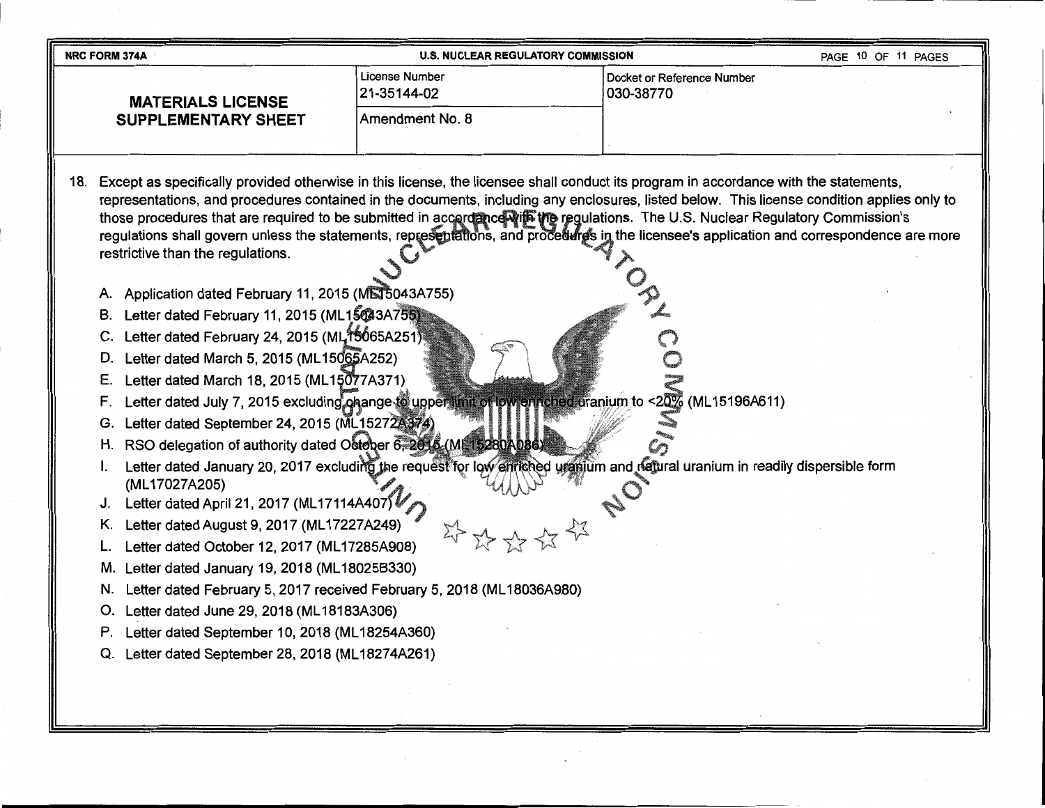| NRC FORM 374A | U.S. NUCLEAR REGULATORY COMMISSION | |
|---|---|---|
| **MATERIALS LICENSE SUPPLEMENTARY SHEET** | License Number 21-35144-02 | Docket or Reference Number 030-38770 |
| | Amendment No. 8 | |

18. Except as specifically provided otherwise in this license, the licensee shall conduct its program in accordance with the statements, representations, and procedures contained in the documents, including any enclosures, listed below. This license condition applies only to those procedures that are required to be submitted in accordance with the regulations. The U.S. Nuclear Regulatory Commission's regulations shall govern unless the statements, representations, and procedures in the licensee's application and correspondence are more restrictive than the regulations.

    A. Application dated February 11, 2015 (ML15043A755)
    B. Letter dated February 11, 2015 (ML15043A755)
    C. Letter dated February 24, 2015 (ML15065A251)
    D. Letter dated March 5, 2015 (ML15065A252)
    E. Letter dated March 18, 2015 (ML15077A371)
    F. Letter dated July 7, 2015 excluding change to upper limit of low enriched uranium to <20% (ML15196A611)
    G. Letter dated September 24, 2015 (ML15272A374)
    H. RSO delegation of authority dated October 6, 2015 (ML15280A086)
    I. Letter dated January 20, 2017 excluding the request for low enriched uranium and natural uranium in readily dispersible form (ML17027A205)
    J. Letter dated April 21, 2017 (ML17114A407)
    K. Letter dated August 9, 2017 (ML17227A249)
    L. Letter dated October 12, 2017 (ML17285A908)
    M. Letter dated January 19, 2018 (ML18025B330)
    N. Letter dated February 5, 2017 received February 5, 2018 (ML18036A980)
    O. Letter dated June 29, 2018 (ML18183A306)
    P. Letter dated September 10, 2018 (ML18254A360)
    Q. Letter dated September 28, 2018 (ML18274A261)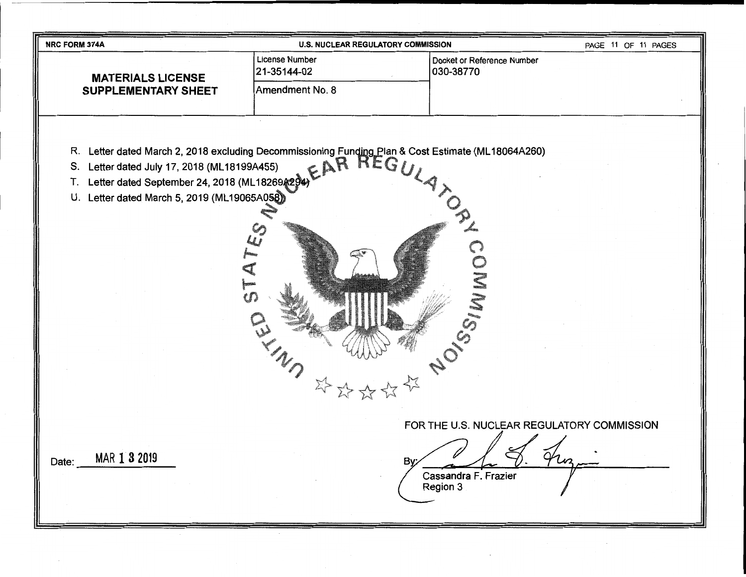| NRC FORM 374A | U.S. NUCLEAR REGULATORY COMMISSION | |
|---|---|---|
| **MATERIALS LICENSE SUPPLEMENTARY SHEET** | License Number 21-35144-02 | Docket or Reference Number 030-38770 |
| | Amendment No. 8 | |

R. Letter dated March 2, 2018 excluding Decommissioning Funding Plan & Cost Estimate (ML18064A260)
S. Letter dated July 17, 2018 (ML18199A455)
T. Letter dated September 24, 2018 (ML18269A294)
U. Letter dated March 5, 2019 (ML19065A058)

Date: MAR 1 3 2019

FOR THE U.S. NUCLEAR REGULATORY COMMISSION

By: Cassandra F. Frazier
Region 3